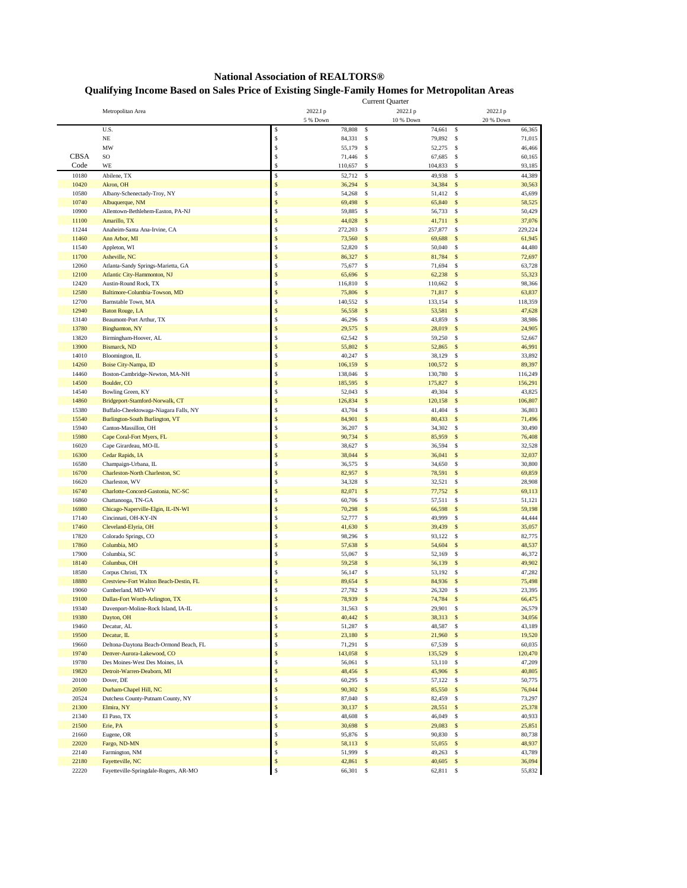# National Association of REALTORS®

## Qualifying Income Based on Sales Price of Existing Single-Family Homes for Metropolitan Areas

| | | Current Quarter | | |
|---|---|---|---|---|
| | Metropolitan Area | 2022.I p | 2022.I p | 2022.I p |
| | | 5 % Down | 10 % Down | 20 % Down |
| | U.S. | $ 78,808 | $ 74,661 | $ 66,365 |
| | NE | $ 84,331 | $ 79,892 | $ 71,015 |
| | MW | $ 55,179 | $ 52,275 | $ 46,466 |
| CBSA | SO | $ 71,446 | $ 67,685 | $ 60,165 |
| Code | WE | $ 110,657 | $ 104,833 | $ 93,185 |
| 10180 | Abilene, TX | $ 52,712 | $ 49,938 | $ 44,389 |
| 10420 | Akron, OH | $ 36,294 | $ 34,384 | $ 30,563 |
| 10580 | Albany-Schenectady-Troy, NY | $ 54,268 | $ 51,412 | $ 45,699 |
| 10740 | Albuquerque, NM | $ 69,498 | $ 65,840 | $ 58,525 |
| 10900 | Allentown-Bethlehem-Easton, PA-NJ | $ 59,885 | $ 56,733 | $ 50,429 |
| 11100 | Amarillo, TX | $ 44,028 | $ 41,711 | $ 37,076 |
| 11244 | Anaheim-Santa Ana-Irvine, CA | $ 272,203 | $ 257,877 | $ 229,224 |
| 11460 | Ann Arbor, MI | $ 73,560 | $ 69,688 | $ 61,945 |
| 11540 | Appleton, WI | $ 52,820 | $ 50,040 | $ 44,480 |
| 11700 | Asheville, NC | $ 86,327 | $ 81,784 | $ 72,697 |
| 12060 | Atlanta-Sandy Springs-Marietta, GA | $ 75,677 | $ 71,694 | $ 63,728 |
| 12100 | Atlantic City-Hammonton, NJ | $ 65,696 | $ 62,238 | $ 55,323 |
| 12420 | Austin-Round Rock, TX | $ 116,810 | $ 110,662 | $ 98,366 |
| 12580 | Baltimore-Columbia-Towson, MD | $ 75,806 | $ 71,817 | $ 63,837 |
| 12700 | Barnstable Town, MA | $ 140,552 | $ 133,154 | $ 118,359 |
| 12940 | Baton Rouge, LA | $ 56,558 | $ 53,581 | $ 47,628 |
| 13140 | Beaumont-Port Arthur, TX | $ 46,296 | $ 43,859 | $ 38,986 |
| 13780 | Binghamton, NY | $ 29,575 | $ 28,019 | $ 24,905 |
| 13820 | Birmingham-Hoover, AL | $ 62,542 | $ 59,250 | $ 52,667 |
| 13900 | Bismarck, ND | $ 55,802 | $ 52,865 | $ 46,991 |
| 14010 | Bloomington, IL | $ 40,247 | $ 38,129 | $ 33,892 |
| 14260 | Boise City-Nampa, ID | $ 106,159 | $ 100,572 | $ 89,397 |
| 14460 | Boston-Cambridge-Newton, MA-NH | $ 138,046 | $ 130,780 | $ 116,249 |
| 14500 | Boulder, CO | $ 185,595 | $ 175,827 | $ 156,291 |
| 14540 | Bowling Green, KY | $ 52,043 | $ 49,304 | $ 43,825 |
| 14860 | Bridgeport-Stamford-Norwalk, CT | $ 126,834 | $ 120,158 | $ 106,807 |
| 15380 | Buffalo-Cheektowaga-Niagara Falls, NY | $ 43,704 | $ 41,404 | $ 36,803 |
| 15540 | Burlington-South Burlington, VT | $ 84,901 | $ 80,433 | $ 71,496 |
| 15940 | Canton-Massillon, OH | $ 36,207 | $ 34,302 | $ 30,490 |
| 15980 | Cape Coral-Fort Myers, FL | $ 90,734 | $ 85,959 | $ 76,408 |
| 16020 | Cape Girardeau, MO-IL | $ 38,627 | $ 36,594 | $ 32,528 |
| 16300 | Cedar Rapids, IA | $ 38,044 | $ 36,041 | $ 32,037 |
| 16580 | Champaign-Urbana, IL | $ 36,575 | $ 34,650 | $ 30,800 |
| 16700 | Charleston-North Charleston, SC | $ 82,957 | $ 78,591 | $ 69,859 |
| 16620 | Charleston, WV | $ 34,328 | $ 32,521 | $ 28,908 |
| 16740 | Charlotte-Concord-Gastonia, NC-SC | $ 82,071 | $ 77,752 | $ 69,113 |
| 16860 | Chattanooga, TN-GA | $ 60,706 | $ 57,511 | $ 51,121 |
| 16980 | Chicago-Naperville-Elgin, IL-IN-WI | $ 70,298 | $ 66,598 | $ 59,198 |
| 17140 | Cincinnati, OH-KY-IN | $ 52,777 | $ 49,999 | $ 44,444 |
| 17460 | Cleveland-Elyria, OH | $ 41,630 | $ 39,439 | $ 35,057 |
| 17820 | Colorado Springs, CO | $ 98,296 | $ 93,122 | $ 82,775 |
| 17860 | Columbia, MO | $ 57,638 | $ 54,604 | $ 48,537 |
| 17900 | Columbia, SC | $ 55,067 | $ 52,169 | $ 46,372 |
| 18140 | Columbus, OH | $ 59,258 | $ 56,139 | $ 49,902 |
| 18580 | Corpus Christi, TX | $ 56,147 | $ 53,192 | $ 47,282 |
| 18880 | Crestview-Fort Walton Beach-Destin, FL | $ 89,654 | $ 84,936 | $ 75,498 |
| 19060 | Cumberland, MD-WV | $ 27,782 | $ 26,320 | $ 23,395 |
| 19100 | Dallas-Fort Worth-Arlington, TX | $ 78,939 | $ 74,784 | $ 66,475 |
| 19340 | Davenport-Moline-Rock Island, IA-IL | $ 31,563 | $ 29,901 | $ 26,579 |
| 19380 | Dayton, OH | $ 40,442 | $ 38,313 | $ 34,056 |
| 19460 | Decatur, AL | $ 51,287 | $ 48,587 | $ 43,189 |
| 19500 | Decatur, IL | $ 23,180 | $ 21,960 | $ 19,520 |
| 19660 | Deltona-Daytona Beach-Ormond Beach, FL | $ 71,291 | $ 67,539 | $ 60,035 |
| 19740 | Denver-Aurora-Lakewood, CO | $ 143,058 | $ 135,529 | $ 120,470 |
| 19780 | Des Moines-West Des Moines, IA | $ 56,061 | $ 53,110 | $ 47,209 |
| 19820 | Detroit-Warren-Dearborn, MI | $ 48,456 | $ 45,906 | $ 40,805 |
| 20100 | Dover, DE | $ 60,295 | $ 57,122 | $ 50,775 |
| 20500 | Durham-Chapel Hill, NC | $ 90,302 | $ 85,550 | $ 76,044 |
| 20524 | Dutchess County-Putnam County, NY | $ 87,040 | $ 82,459 | $ 73,297 |
| 21300 | Elmira, NY | $ 30,137 | $ 28,551 | $ 25,378 |
| 21340 | El Paso, TX | $ 48,608 | $ 46,049 | $ 40,933 |
| 21500 | Erie, PA | $ 30,698 | $ 29,083 | $ 25,851 |
| 21660 | Eugene, OR | $ 95,876 | $ 90,830 | $ 80,738 |
| 22020 | Fargo, ND-MN | $ 58,113 | $ 55,055 | $ 48,937 |
| 22140 | Farmington, NM | $ 51,999 | $ 49,263 | $ 43,789 |
| 22180 | Fayetteville, NC | $ 42,861 | $ 40,605 | $ 36,094 |
| 22220 | Fayetteville-Springdale-Rogers, AR-MO | $ 66,301 | $ 62,811 | $ 55,832 |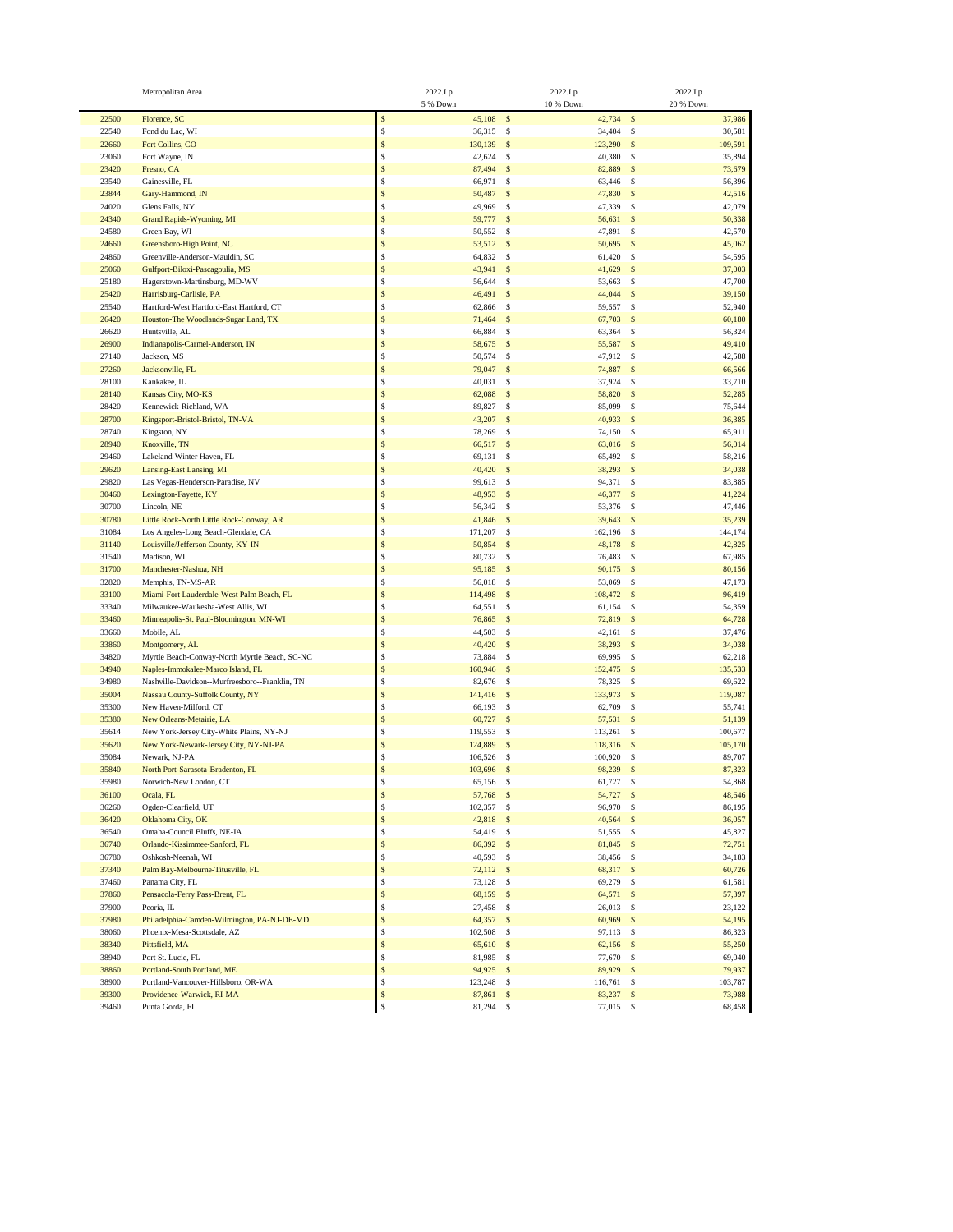| | Metropolitan Area | 2022.I p<br>5 % Down | 2022.I p<br>10 % Down | 2022.I p<br>20 % Down |
|---|---|---|---|---|
| 22500 | Florence, SC | $ 45,108 | $ 42,734 | $ 37,986 |
| 22540 | Fond du Lac, WI | $ 36,315 | $ 34,404 | $ 30,581 |
| 22660 | Fort Collins, CO | $ 130,139 | $ 123,290 | $ 109,591 |
| 23060 | Fort Wayne, IN | $ 42,624 | $ 40,380 | $ 35,894 |
| 23420 | Fresno, CA | $ 87,494 | $ 82,889 | $ 73,679 |
| 23540 | Gainesville, FL | $ 66,971 | $ 63,446 | $ 56,396 |
| 23844 | Gary-Hammond, IN | $ 50,487 | $ 47,830 | $ 42,516 |
| 24020 | Glens Falls, NY | $ 49,969 | $ 47,339 | $ 42,079 |
| 24340 | Grand Rapids-Wyoming, MI | $ 59,777 | $ 56,631 | $ 50,338 |
| 24580 | Green Bay, WI | $ 50,552 | $ 47,891 | $ 42,570 |
| 24660 | Greensboro-High Point, NC | $ 53,512 | $ 50,695 | $ 45,062 |
| 24860 | Greenville-Anderson-Mauldin, SC | $ 64,832 | $ 61,420 | $ 54,595 |
| 25060 | Gulfport-Biloxi-Pascagoulia, MS | $ 43,941 | $ 41,629 | $ 37,003 |
| 25180 | Hagerstown-Martinsburg, MD-WV | $ 56,644 | $ 53,663 | $ 47,700 |
| 25420 | Harrisburg-Carlisle, PA | $ 46,491 | $ 44,044 | $ 39,150 |
| 25540 | Hartford-West Hartford-East Hartford, CT | $ 62,866 | $ 59,557 | $ 52,940 |
| 26420 | Houston-The Woodlands-Sugar Land, TX | $ 71,464 | $ 67,703 | $ 60,180 |
| 26620 | Huntsville, AL | $ 66,884 | $ 63,364 | $ 56,324 |
| 26900 | Indianapolis-Carmel-Anderson, IN | $ 58,675 | $ 55,587 | $ 49,410 |
| 27140 | Jackson, MS | $ 50,574 | $ 47,912 | $ 42,588 |
| 27260 | Jacksonville, FL | $ 79,047 | $ 74,887 | $ 66,566 |
| 28100 | Kankakee, IL | $ 40,031 | $ 37,924 | $ 33,710 |
| 28140 | Kansas City, MO-KS | $ 62,088 | $ 58,820 | $ 52,285 |
| 28420 | Kennewick-Richland, WA | $ 89,827 | $ 85,099 | $ 75,644 |
| 28700 | Kingsport-Bristol-Bristol, TN-VA | $ 43,207 | $ 40,933 | $ 36,385 |
| 28740 | Kingston, NY | $ 78,269 | $ 74,150 | $ 65,911 |
| 28940 | Knoxville, TN | $ 66,517 | $ 63,016 | $ 56,014 |
| 29460 | Lakeland-Winter Haven, FL | $ 69,131 | $ 65,492 | $ 58,216 |
| 29620 | Lansing-East Lansing, MI | $ 40,420 | $ 38,293 | $ 34,038 |
| 29820 | Las Vegas-Henderson-Paradise, NV | $ 99,613 | $ 94,371 | $ 83,885 |
| 30460 | Lexington-Fayette, KY | $ 48,953 | $ 46,377 | $ 41,224 |
| 30700 | Lincoln, NE | $ 56,342 | $ 53,376 | $ 47,446 |
| 30780 | Little Rock-North Little Rock-Conway, AR | $ 41,846 | $ 39,643 | $ 35,239 |
| 31084 | Los Angeles-Long Beach-Glendale, CA | $ 171,207 | $ 162,196 | $ 144,174 |
| 31140 | Louisville/Jefferson County, KY-IN | $ 50,854 | $ 48,178 | $ 42,825 |
| 31540 | Madison, WI | $ 80,732 | $ 76,483 | $ 67,985 |
| 31700 | Manchester-Nashua, NH | $ 95,185 | $ 90,175 | $ 80,156 |
| 32820 | Memphis, TN-MS-AR | $ 56,018 | $ 53,069 | $ 47,173 |
| 33100 | Miami-Fort Lauderdale-West Palm Beach, FL | $ 114,498 | $ 108,472 | $ 96,419 |
| 33340 | Milwaukee-Waukesha-West Allis, WI | $ 64,551 | $ 61,154 | $ 54,359 |
| 33460 | Minneapolis-St. Paul-Bloomington, MN-WI | $ 76,865 | $ 72,819 | $ 64,728 |
| 33660 | Mobile, AL | $ 44,503 | $ 42,161 | $ 37,476 |
| 33860 | Montgomery, AL | $ 40,420 | $ 38,293 | $ 34,038 |
| 34820 | Myrtle Beach-Conway-North Myrtle Beach, SC-NC | $ 73,884 | $ 69,995 | $ 62,218 |
| 34940 | Naples-Immokalee-Marco Island, FL | $ 160,946 | $ 152,475 | $ 135,533 |
| 34980 | Nashville-Davidson--Murfreesboro--Franklin, TN | $ 82,676 | $ 78,325 | $ 69,622 |
| 35004 | Nassau County-Suffolk County, NY | $ 141,416 | $ 133,973 | $ 119,087 |
| 35300 | New Haven-Milford, CT | $ 66,193 | $ 62,709 | $ 55,741 |
| 35380 | New Orleans-Metairie, LA | $ 60,727 | $ 57,531 | $ 51,139 |
| 35614 | New York-Jersey City-White Plains, NY-NJ | $ 119,553 | $ 113,261 | $ 100,677 |
| 35620 | New York-Newark-Jersey City, NY-NJ-PA | $ 124,889 | $ 118,316 | $ 105,170 |
| 35084 | Newark, NJ-PA | $ 106,526 | $ 100,920 | $ 89,707 |
| 35840 | North Port-Sarasota-Bradenton, FL | $ 103,696 | $ 98,239 | $ 87,323 |
| 35980 | Norwich-New London, CT | $ 65,156 | $ 61,727 | $ 54,868 |
| 36100 | Ocala, FL | $ 57,768 | $ 54,727 | $ 48,646 |
| 36260 | Ogden-Clearfield, UT | $ 102,357 | $ 96,970 | $ 86,195 |
| 36420 | Oklahoma City, OK | $ 42,818 | $ 40,564 | $ 36,057 |
| 36540 | Omaha-Council Bluffs, NE-IA | $ 54,419 | $ 51,555 | $ 45,827 |
| 36740 | Orlando-Kissimmee-Sanford, FL | $ 86,392 | $ 81,845 | $ 72,751 |
| 36780 | Oshkosh-Neenah, WI | $ 40,593 | $ 38,456 | $ 34,183 |
| 37340 | Palm Bay-Melbourne-Titusville, FL | $ 72,112 | $ 68,317 | $ 60,726 |
| 37460 | Panama City, FL | $ 73,128 | $ 69,279 | $ 61,581 |
| 37860 | Pensacola-Ferry Pass-Brent, FL | $ 68,159 | $ 64,571 | $ 57,397 |
| 37900 | Peoria, IL | $ 27,458 | $ 26,013 | $ 23,122 |
| 37980 | Philadelphia-Camden-Wilmington, PA-NJ-DE-MD | $ 64,357 | $ 60,969 | $ 54,195 |
| 38060 | Phoenix-Mesa-Scottsdale, AZ | $ 102,508 | $ 97,113 | $ 86,323 |
| 38340 | Pittsfield, MA | $ 65,610 | $ 62,156 | $ 55,250 |
| 38940 | Port St. Lucie, FL | $ 81,985 | $ 77,670 | $ 69,040 |
| 38860 | Portland-South Portland, ME | $ 94,925 | $ 89,929 | $ 79,937 |
| 38900 | Portland-Vancouver-Hillsboro, OR-WA | $ 123,248 | $ 116,761 | $ 103,787 |
| 39300 | Providence-Warwick, RI-MA | $ 87,861 | $ 83,237 | $ 73,988 |
| 39460 | Punta Gorda, FL | $ 81,294 | $ 77,015 | $ 68,458 |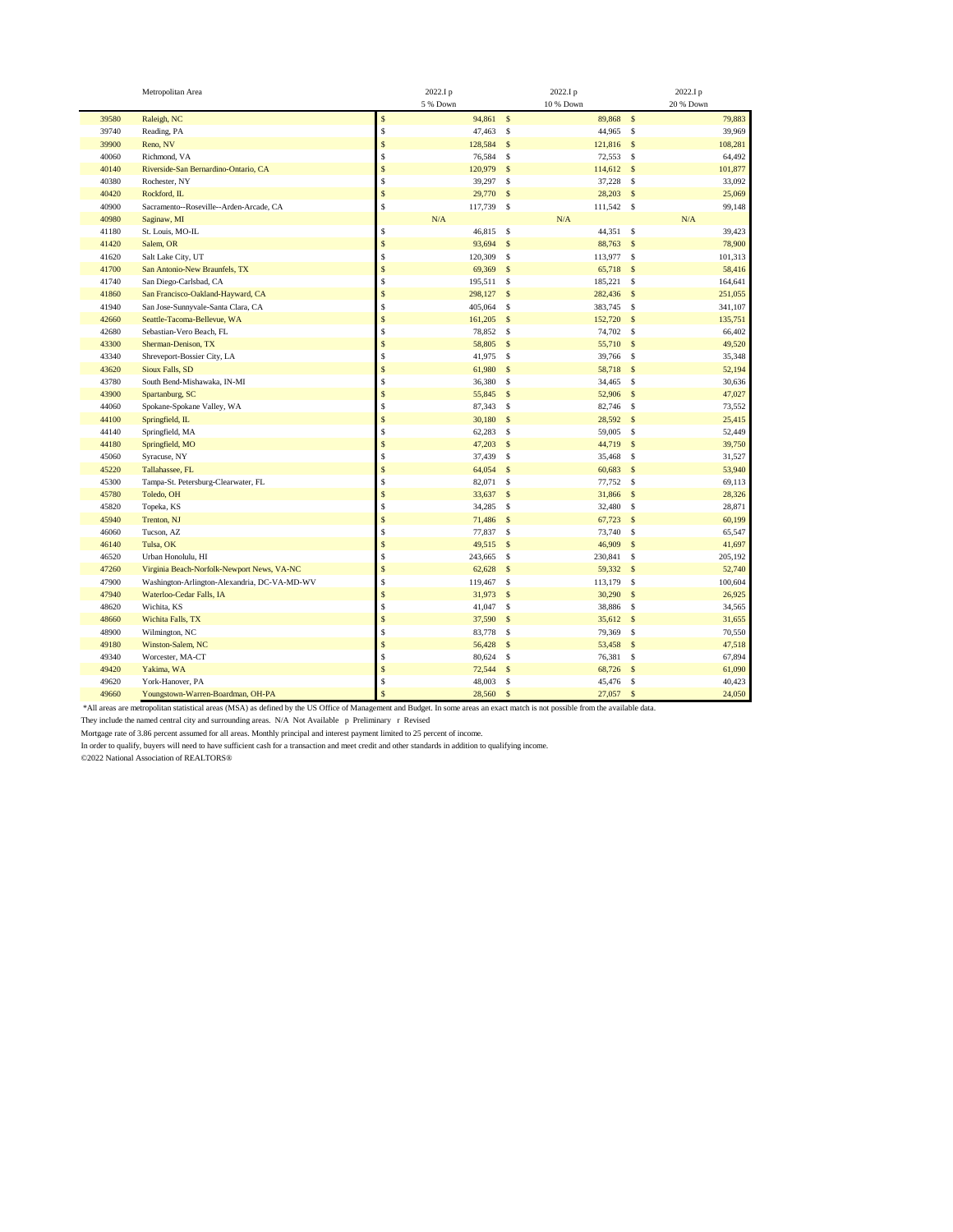| | Metropolitan Area | 2022.I p 5 % Down | 2022.I p 10 % Down | 2022.I p 20 % Down |
|---|---|---|---|---|
| 39580 | Raleigh, NC | $ 94,861 | $ 89,868 | $ 79,883 |
| 39740 | Reading, PA | $ 47,463 | $ 44,965 | $ 39,969 |
| 39900 | Reno, NV | $ 128,584 | $ 121,816 | $ 108,281 |
| 40060 | Richmond, VA | $ 76,584 | $ 72,553 | $ 64,492 |
| 40140 | Riverside-San Bernardino-Ontario, CA | $ 120,979 | $ 114,612 | $ 101,877 |
| 40380 | Rochester, NY | $ 39,297 | $ 37,228 | $ 33,092 |
| 40420 | Rockford, IL | $ 29,770 | $ 28,203 | $ 25,069 |
| 40900 | Sacramento--Roseville--Arden-Arcade, CA | $ 117,739 | $ 111,542 | $ 99,148 |
| 40980 | Saginaw, MI | N/A | N/A | N/A |
| 41180 | St. Louis, MO-IL | $ 46,815 | $ 44,351 | $ 39,423 |
| 41420 | Salem, OR | $ 93,694 | $ 88,763 | $ 78,900 |
| 41620 | Salt Lake City, UT | $ 120,309 | $ 113,977 | $ 101,313 |
| 41700 | San Antonio-New Braunfels, TX | $ 69,369 | $ 65,718 | $ 58,416 |
| 41740 | San Diego-Carlsbad, CA | $ 195,511 | $ 185,221 | $ 164,641 |
| 41860 | San Francisco-Oakland-Hayward, CA | $ 298,127 | $ 282,436 | $ 251,055 |
| 41940 | San Jose-Sunnyvale-Santa Clara, CA | $ 405,064 | $ 383,745 | $ 341,107 |
| 42660 | Seattle-Tacoma-Bellevue, WA | $ 161,205 | $ 152,720 | $ 135,751 |
| 42680 | Sebastian-Vero Beach, FL | $ 78,852 | $ 74,702 | $ 66,402 |
| 43300 | Sherman-Denison, TX | $ 58,805 | $ 55,710 | $ 49,520 |
| 43340 | Shreveport-Bossier City, LA | $ 41,975 | $ 39,766 | $ 35,348 |
| 43620 | Sioux Falls, SD | $ 61,980 | $ 58,718 | $ 52,194 |
| 43780 | South Bend-Mishawaka, IN-MI | $ 36,380 | $ 34,465 | $ 30,636 |
| 43900 | Spartanburg, SC | $ 55,845 | $ 52,906 | $ 47,027 |
| 44060 | Spokane-Spokane Valley, WA | $ 87,343 | $ 82,746 | $ 73,552 |
| 44100 | Springfield, IL | $ 30,180 | $ 28,592 | $ 25,415 |
| 44140 | Springfield, MA | $ 62,283 | $ 59,005 | $ 52,449 |
| 44180 | Springfield, MO | $ 47,203 | $ 44,719 | $ 39,750 |
| 45060 | Syracuse, NY | $ 37,439 | $ 35,468 | $ 31,527 |
| 45220 | Tallahassee, FL | $ 64,054 | $ 60,683 | $ 53,940 |
| 45300 | Tampa-St. Petersburg-Clearwater, FL | $ 82,071 | $ 77,752 | $ 69,113 |
| 45780 | Toledo, OH | $ 33,637 | $ 31,866 | $ 28,326 |
| 45820 | Topeka, KS | $ 34,285 | $ 32,480 | $ 28,871 |
| 45940 | Trenton, NJ | $ 71,486 | $ 67,723 | $ 60,199 |
| 46060 | Tucson, AZ | $ 77,837 | $ 73,740 | $ 65,547 |
| 46140 | Tulsa, OK | $ 49,515 | $ 46,909 | $ 41,697 |
| 46520 | Urban Honolulu, HI | $ 243,665 | $ 230,841 | $ 205,192 |
| 47260 | Virginia Beach-Norfolk-Newport News, VA-NC | $ 62,628 | $ 59,332 | $ 52,740 |
| 47900 | Washington-Arlington-Alexandria, DC-VA-MD-WV | $ 119,467 | $ 113,179 | $ 100,604 |
| 47940 | Waterloo-Cedar Falls, IA | $ 31,973 | $ 30,290 | $ 26,925 |
| 48620 | Wichita, KS | $ 41,047 | $ 38,886 | $ 34,565 |
| 48660 | Wichita Falls, TX | $ 37,590 | $ 35,612 | $ 31,655 |
| 48900 | Wilmington, NC | $ 83,778 | $ 79,369 | $ 70,550 |
| 49180 | Winston-Salem, NC | $ 56,428 | $ 53,458 | $ 47,518 |
| 49340 | Worcester, MA-CT | $ 80,624 | $ 76,381 | $ 67,894 |
| 49420 | Yakima, WA | $ 72,544 | $ 68,726 | $ 61,090 |
| 49620 | York-Hanover, PA | $ 48,003 | $ 45,476 | $ 40,423 |
| 49660 | Youngstown-Warren-Boardman, OH-PA | $ 28,560 | $ 27,057 | $ 24,050 |

*All areas are metropolitan statistical areas (MSA) as defined by the US Office of Management and Budget. In some areas an exact match is not possible from the available data.

They include the named central city and surrounding areas. N/A Not Available p Preliminary r Revised

Mortgage rate of 3.86 percent assumed for all areas. Monthly principal and interest payment limited to 25 percent of income.

In order to qualify, buyers will need to have sufficient cash for a transaction and meet credit and other standards in addition to qualifying income.

©2022 National Association of REALTORS®